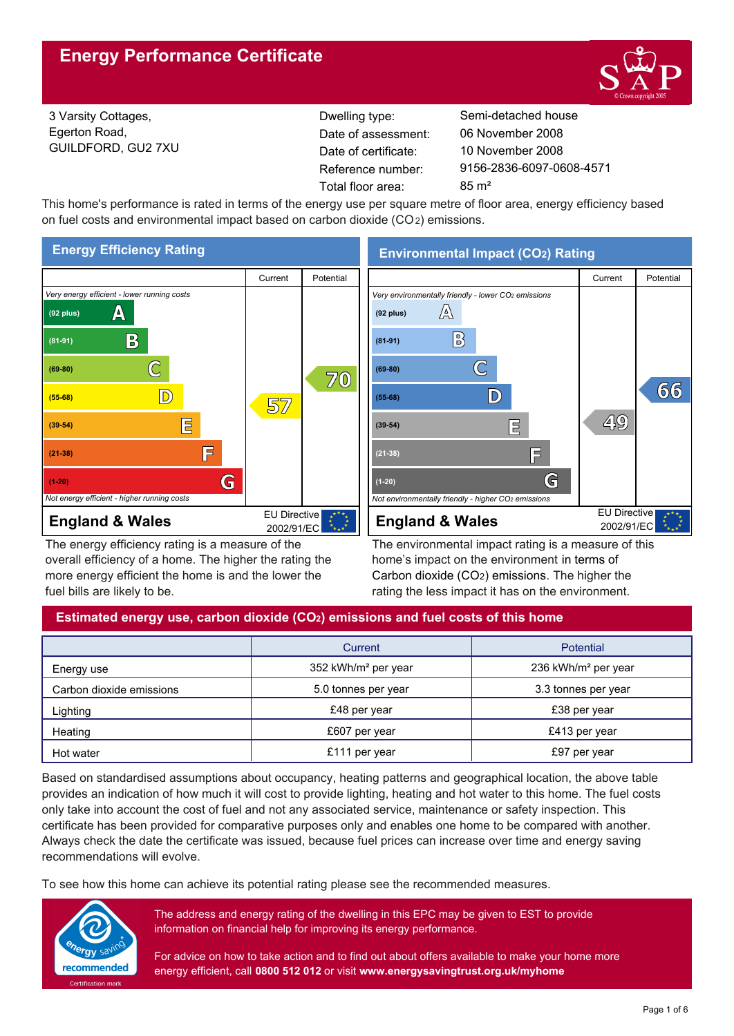# Energy Performance Certificate

3 Varsity Cottages,
Egerton Road,
GUILDFORD, GU2 7XU

| | |
|---|---|
| Dwelling type: | Semi-detached house |
| Date of assessment: | 06 November 2008 |
| Date of certificate: | 10 November 2008 |
| Reference number: | 9156-2836-6097-0608-4571 |
| Total floor area: | 85 m² |

This home's performance is rated in terms of the energy use per square metre of floor area, energy efficiency based on fuel costs and environmental impact based on carbon dioxide ($CO_2$) emissions.

## Energy Efficiency Rating

| | Current | Potential |
|---|---|---|
| *Very energy efficient - lower running costs* | | |
| (92 plus) A | | |
| (81-91) B | | |
| (69-80) C | | 70 |
| (55-68) D | 57 | |
| (39-54) E | | |
| (21-38) F | | |
| (1-20) G | | |
| *Not energy efficient - higher running costs* | | |

**England & Wales** — EU Directive 2002/91/EC

The energy efficiency rating is a measure of the overall efficiency of a home. The higher the rating the more energy efficient the home is and the lower the fuel bills are likely to be.

## Environmental Impact ($CO_2$) Rating

| | Current | Potential |
|---|---|---|
| *Very environmentally friendly - lower $CO_2$ emissions* | | |
| (92 plus) A | | |
| (81-91) B | | |
| (69-80) C | | |
| (55-68) D | | 66 |
| (39-54) E | 49 | |
| (21-38) F | | |
| (1-20) G | | |
| *Not environmentally friendly - higher $CO_2$ emissions* | | |

**England & Wales** — EU Directive 2002/91/EC

The environmental impact rating is a measure of this home's impact on the environment in terms of Carbon dioxide ($CO_2$) emissions. The higher the rating the less impact it has on the environment.

## Estimated energy use, carbon dioxide ($CO_2$) emissions and fuel costs of this home

| | Current | Potential |
|---|---|---|
| Energy use | 352 kWh/m² per year | 236 kWh/m² per year |
| Carbon dioxide emissions | 5.0 tonnes per year | 3.3 tonnes per year |
| Lighting | £48 per year | £38 per year |
| Heating | £607 per year | £413 per year |
| Hot water | £111 per year | £97 per year |

Based on standardised assumptions about occupancy, heating patterns and geographical location, the above table provides an indication of how much it will cost to provide lighting, heating and hot water to this home. The fuel costs only take into account the cost of fuel and not any associated service, maintenance or safety inspection. This certificate has been provided for comparative purposes only and enables one home to be compared with another. Always check the date the certificate was issued, because fuel prices can increase over time and energy saving recommendations will evolve.

To see how this home can achieve its potential rating please see the recommended measures.

energy saving recommended — Certification mark

The address and energy rating of the dwelling in this EPC may be given to EST to provide information on financial help for improving its energy performance.

For advice on how to take action and to find out about offers available to make your home more energy efficient, call **0800 512 012** or visit **www.energysavingtrust.org.uk/myhome**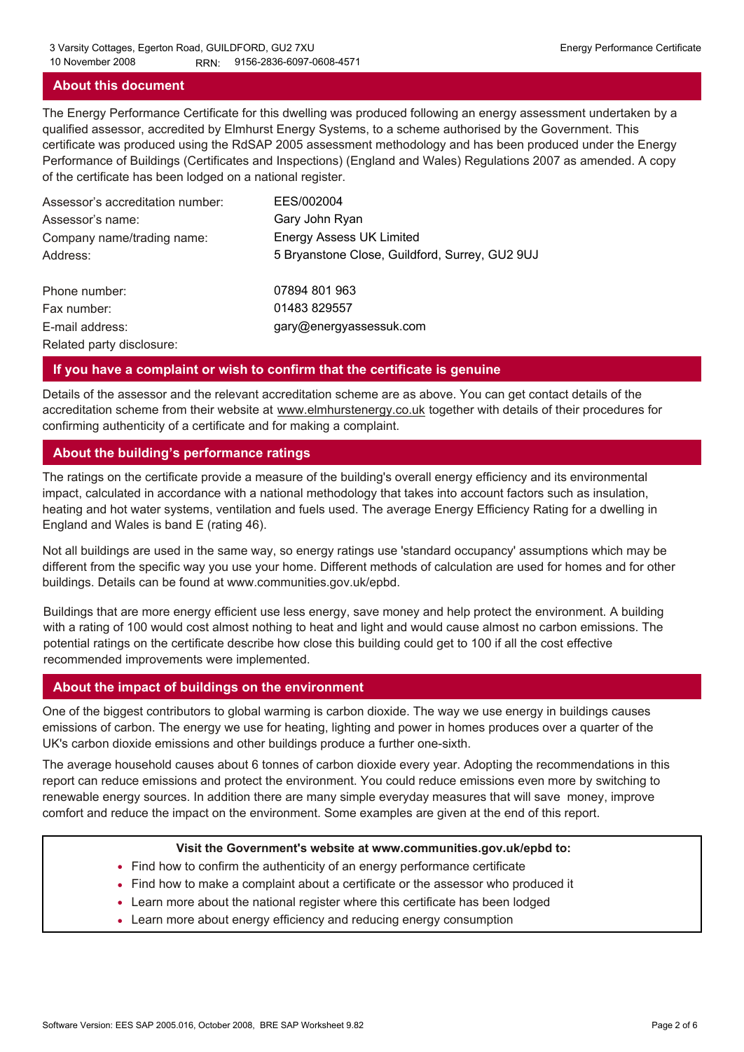## About this document

The Energy Performance Certificate for this dwelling was produced following an energy assessment undertaken by a qualified assessor, accredited by Elmhurst Energy Systems, to a scheme authorised by the Government. This certificate was produced using the RdSAP 2005 assessment methodology and has been produced under the Energy Performance of Buildings (Certificates and Inspections) (England and Wales) Regulations 2007 as amended. A copy of the certificate has been lodged on a national register.

| | |
|---|---|
| Assessor's accreditation number: | EES/002004 |
| Assessor's name: | Gary John Ryan |
| Company name/trading name: | Energy Assess UK Limited |
| Address: | 5 Bryanstone Close, Guildford, Surrey, GU2 9UJ |
| Phone number: | 07894 801 963 |
| Fax number: | 01483 829557 |
| E-mail address: | gary@energyassessuk.com |
| Related party disclosure: | |

## If you have a complaint or wish to confirm that the certificate is genuine

Details of the assessor and the relevant accreditation scheme are as above. You can get contact details of the accreditation scheme from their website at www.elmhurstenergy.co.uk together with details of their procedures for confirming authenticity of a certificate and for making a complaint.

## About the building's performance ratings

The ratings on the certificate provide a measure of the building's overall energy efficiency and its environmental impact, calculated in accordance with a national methodology that takes into account factors such as insulation, heating and hot water systems, ventilation and fuels used. The average Energy Efficiency Rating for a dwelling in England and Wales is band E (rating 46).

Not all buildings are used in the same way, so energy ratings use 'standard occupancy' assumptions which may be different from the specific way you use your home. Different methods of calculation are used for homes and for other buildings. Details can be found at www.communities.gov.uk/epbd.

Buildings that are more energy efficient use less energy, save money and help protect the environment. A building with a rating of 100 would cost almost nothing to heat and light and would cause almost no carbon emissions. The potential ratings on the certificate describe how close this building could get to 100 if all the cost effective recommended improvements were implemented.

## About the impact of buildings on the environment

One of the biggest contributors to global warming is carbon dioxide. The way we use energy in buildings causes emissions of carbon. The energy we use for heating, lighting and power in homes produces over a quarter of the UK's carbon dioxide emissions and other buildings produce a further one-sixth.

The average household causes about 6 tonnes of carbon dioxide every year. Adopting the recommendations in this report can reduce emissions and protect the environment. You could reduce emissions even more by switching to renewable energy sources. In addition there are many simple everyday measures that will save money, improve comfort and reduce the impact on the environment. Some examples are given at the end of this report.

**Visit the Government's website at www.communities.gov.uk/epbd to:**

- Find how to confirm the authenticity of an energy performance certificate
- Find how to make a complaint about a certificate or the assessor who produced it
- Learn more about the national register where this certificate has been lodged
- Learn more about energy efficiency and reducing energy consumption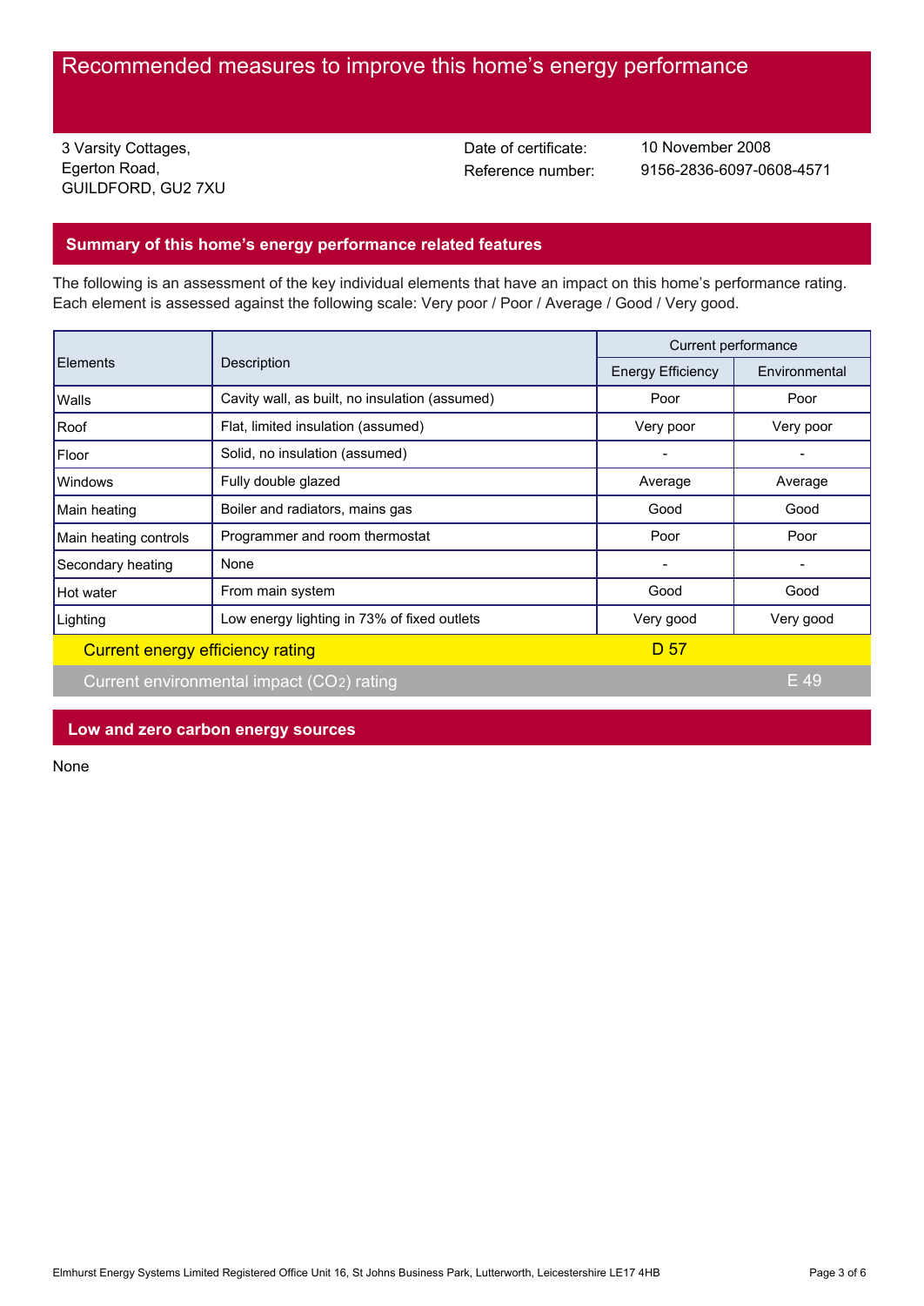# Recommended measures to improve this home's energy performance

3 Varsity Cottages,
Egerton Road,
GUILDFORD, GU2 7XU

Date of certificate: 10 November 2008
Reference number: 9156-2836-6097-0608-4571

## Summary of this home's energy performance related features

The following is an assessment of the key individual elements that have an impact on this home's performance rating. Each element is assessed against the following scale: Very poor / Poor / Average / Good / Very good.

| Elements | Description | Current performance | |
|---|---|---|---|
| | | Energy Efficiency | Environmental |
| Walls | Cavity wall, as built, no insulation (assumed) | Poor | Poor |
| Roof | Flat, limited insulation (assumed) | Very poor | Very poor |
| Floor | Solid, no insulation (assumed) | - | - |
| Windows | Fully double glazed | Average | Average |
| Main heating | Boiler and radiators, mains gas | Good | Good |
| Main heating controls | Programmer and room thermostat | Poor | Poor |
| Secondary heating | None | - | - |
| Hot water | From main system | Good | Good |
| Lighting | Low energy lighting in 73% of fixed outlets | Very good | Very good |
| Current energy efficiency rating | | D 57 | |
| Current environmental impact ($CO_2$) rating | | | E 49 |

## Low and zero carbon energy sources

None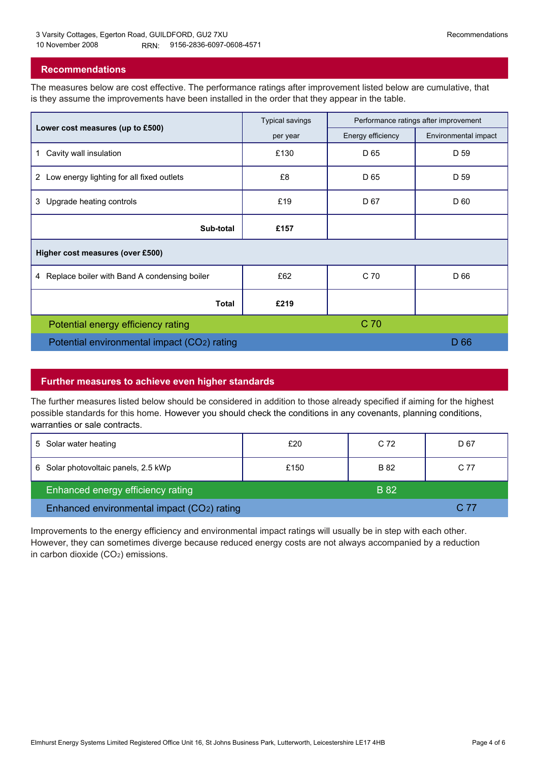## Recommendations

The measures below are cost effective. The performance ratings after improvement listed below are cumulative, that is they assume the improvements have been installed in the order that they appear in the table.

| Lower cost measures (up to £500) | Typical savings per year | Performance ratings after improvement | |
|---|---|---|---|
| | | Energy efficiency | Environmental impact |
| 1 Cavity wall insulation | £130 | D 65 | D 59 |
| 2 Low energy lighting for all fixed outlets | £8 | D 65 | D 59 |
| 3 Upgrade heating controls | £19 | D 67 | D 60 |
| **Sub-total** | **£157** | | |
| **Higher cost measures (over £500)** | | | |
| 4 Replace boiler with Band A condensing boiler | £62 | C 70 | D 66 |
| **Total** | **£219** | | |
| Potential energy efficiency rating | | C 70 | |
| Potential environmental impact ($CO_2$) rating | | | D 66 |

## Further measures to achieve even higher standards

The further measures listed below should be considered in addition to those already specified if aiming for the highest possible standards for this home. However you should check the conditions in any covenants, planning conditions, warranties or sale contracts.

| | | | |
|---|---|---|---|
| 5 Solar water heating | £20 | C 72 | D 67 |
| 6 Solar photovoltaic panels, 2.5 kWp | £150 | B 82 | C 77 |
| Enhanced energy efficiency rating | | B 82 | |
| Enhanced environmental impact ($CO_2$) rating | | | C 77 |

Improvements to the energy efficiency and environmental impact ratings will usually be in step with each other. However, they can sometimes diverge because reduced energy costs are not always accompanied by a reduction in carbon dioxide ($CO_2$) emissions.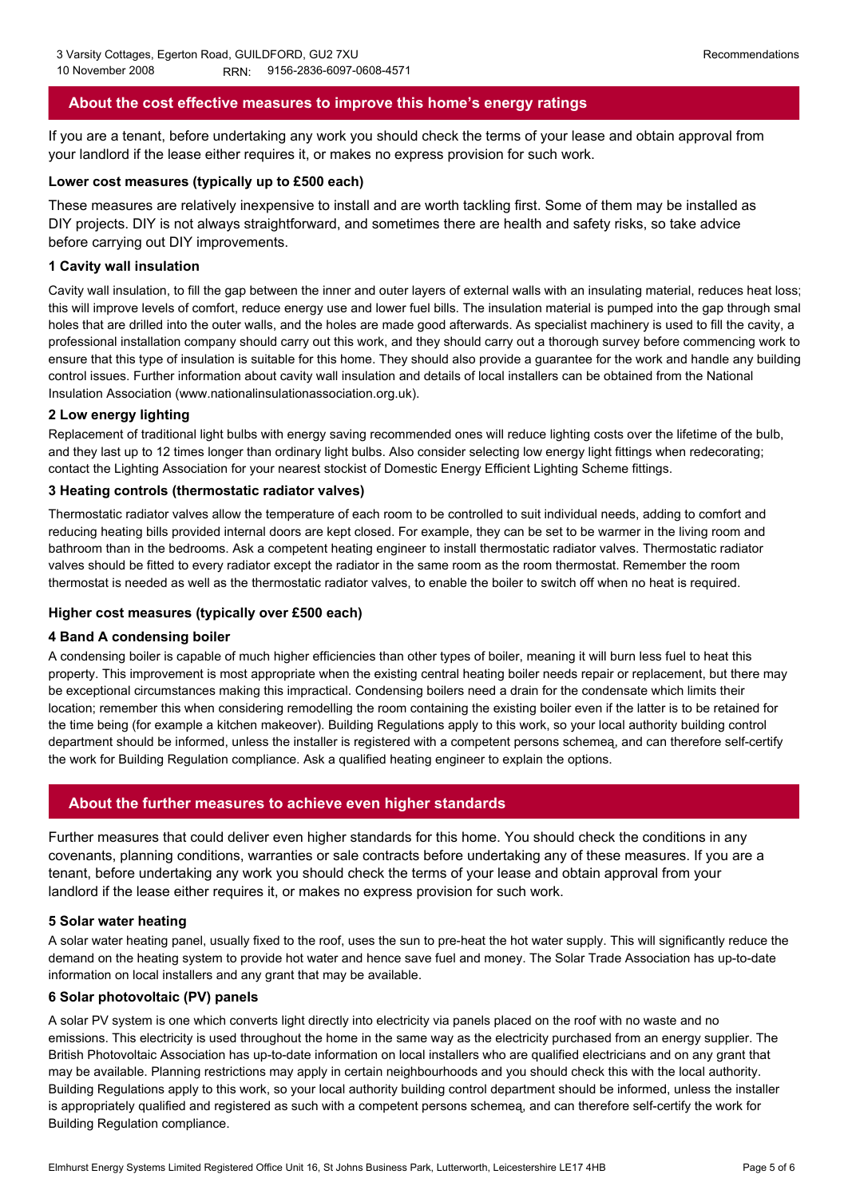## About the cost effective measures to improve this home's energy ratings

If you are a tenant, before undertaking any work you should check the terms of your lease and obtain approval from your landlord if the lease either requires it, or makes no express provision for such work.

**Lower cost measures (typically up to £500 each)**

These measures are relatively inexpensive to install and are worth tackling first. Some of them may be installed as DIY projects. DIY is not always straightforward, and sometimes there are health and safety risks, so take advice before carrying out DIY improvements.

**1 Cavity wall insulation**

Cavity wall insulation, to fill the gap between the inner and outer layers of external walls with an insulating material, reduces heat loss; this will improve levels of comfort, reduce energy use and lower fuel bills. The insulation material is pumped into the gap through smal holes that are drilled into the outer walls, and the holes are made good afterwards. As specialist machinery is used to fill the cavity, a professional installation company should carry out this work, and they should carry out a thorough survey before commencing work to ensure that this type of insulation is suitable for this home. They should also provide a guarantee for the work and handle any building control issues. Further information about cavity wall insulation and details of local installers can be obtained from the National Insulation Association (www.nationalinsulationassociation.org.uk).

**2 Low energy lighting**

Replacement of traditional light bulbs with energy saving recommended ones will reduce lighting costs over the lifetime of the bulb, and they last up to 12 times longer than ordinary light bulbs. Also consider selecting low energy light fittings when redecorating; contact the Lighting Association for your nearest stockist of Domestic Energy Efficient Lighting Scheme fittings.

**3 Heating controls (thermostatic radiator valves)**

Thermostatic radiator valves allow the temperature of each room to be controlled to suit individual needs, adding to comfort and reducing heating bills provided internal doors are kept closed. For example, they can be set to be warmer in the living room and bathroom than in the bedrooms. Ask a competent heating engineer to install thermostatic radiator valves. Thermostatic radiator valves should be fitted to every radiator except the radiator in the same room as the room thermostat. Remember the room thermostat is needed as well as the thermostatic radiator valves, to enable the boiler to switch off when no heat is required.

**Higher cost measures (typically over £500 each)**

**4 Band A condensing boiler**

A condensing boiler is capable of much higher efficiencies than other types of boiler, meaning it will burn less fuel to heat this property. This improvement is most appropriate when the existing central heating boiler needs repair or replacement, but there may be exceptional circumstances making this impractical. Condensing boilers need a drain for the condensate which limits their location; remember this when considering remodelling the room containing the existing boiler even if the latter is to be retained for the time being (for example a kitchen makeover). Building Regulations apply to this work, so your local authority building control department should be informed, unless the installer is registered with a competent persons schemeą, and can therefore self-certify the work for Building Regulation compliance. Ask a qualified heating engineer to explain the options.

## About the further measures to achieve even higher standards

Further measures that could deliver even higher standards for this home. You should check the conditions in any covenants, planning conditions, warranties or sale contracts before undertaking any of these measures. If you are a tenant, before undertaking any work you should check the terms of your lease and obtain approval from your landlord if the lease either requires it, or makes no express provision for such work.

**5 Solar water heating**

A solar water heating panel, usually fixed to the roof, uses the sun to pre-heat the hot water supply. This will significantly reduce the demand on the heating system to provide hot water and hence save fuel and money. The Solar Trade Association has up-to-date information on local installers and any grant that may be available.

**6 Solar photovoltaic (PV) panels**

A solar PV system is one which converts light directly into electricity via panels placed on the roof with no waste and no emissions. This electricity is used throughout the home in the same way as the electricity purchased from an energy supplier. The British Photovoltaic Association has up-to-date information on local installers who are qualified electricians and on any grant that may be available. Planning restrictions may apply in certain neighbourhoods and you should check this with the local authority. Building Regulations apply to this work, so your local authority building control department should be informed, unless the installer is appropriately qualified and registered as such with a competent persons schemeą, and can therefore self-certify the work for Building Regulation compliance.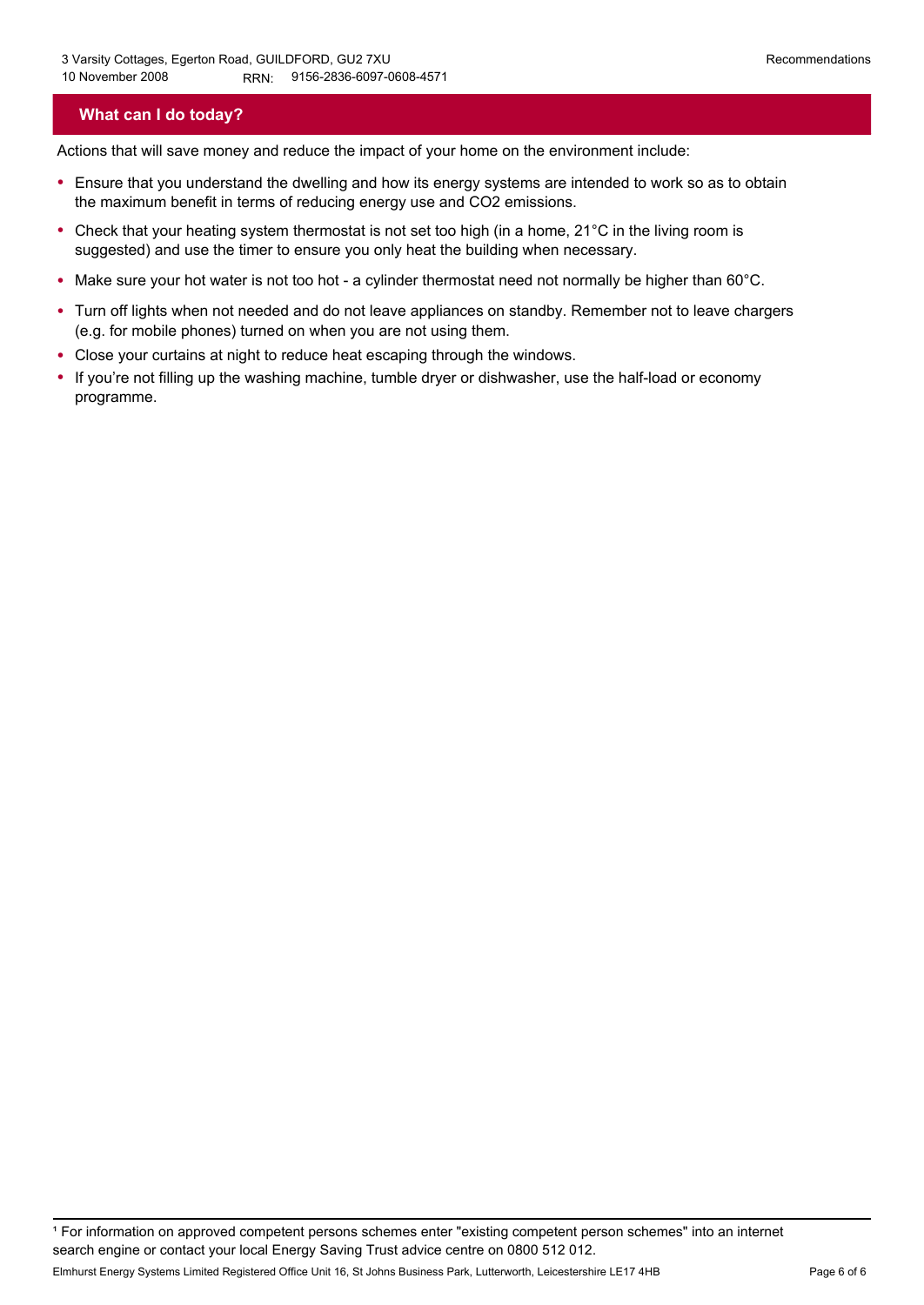## What can I do today?

Actions that will save money and reduce the impact of your home on the environment include:

- Ensure that you understand the dwelling and how its energy systems are intended to work so as to obtain the maximum benefit in terms of reducing energy use and $CO_2$ emissions.
- Check that your heating system thermostat is not set too high (in a home, 21°C in the living room is suggested) and use the timer to ensure you only heat the building when necessary.
- Make sure your hot water is not too hot - a cylinder thermostat need not normally be higher than 60°C.
- Turn off lights when not needed and do not leave appliances on standby. Remember not to leave chargers (e.g. for mobile phones) turned on when you are not using them.
- Close your curtains at night to reduce heat escaping through the windows.
- If you're not filling up the washing machine, tumble dryer or dishwasher, use the half-load or economy programme.

---

[1] For information on approved competent persons schemes enter "existing competent person schemes" into an internet search engine or contact your local Energy Saving Trust advice centre on 0800 512 012.